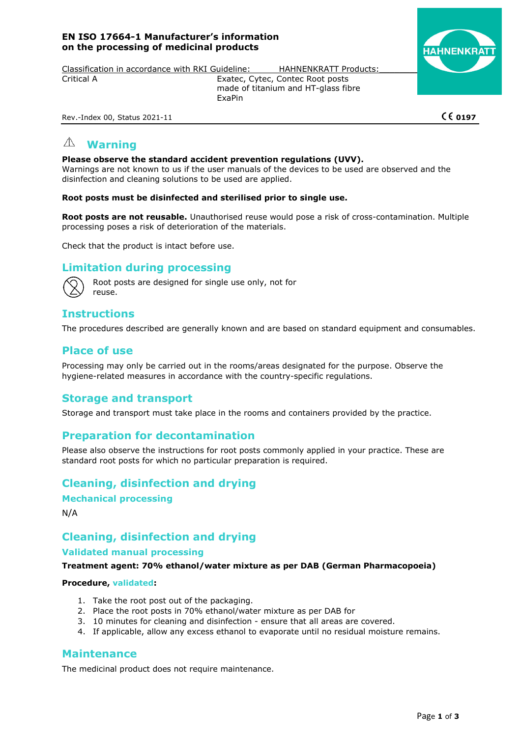**EN ISO 17664-1 Manufacturer's information on the processing of medicinal products**

| Classification in accordance with RKI Guideline: | HAHNENKRATT Products: |
| --- | --- |
| Critical A | Exatec, Cytec, Contec Root posts made of titanium and HT-glass fibre<br>ExaPin |

Rev.-Index 00, Status 2021-11

CE 0197

# ⚠ Warning

**Please observe the standard accident prevention regulations (UVV).**
Warnings are not known to us if the user manuals of the devices to be used are observed and the disinfection and cleaning solutions to be used are applied.

**Root posts must be disinfected and sterilised prior to single use.**

**Root posts are not reusable.** Unauthorised reuse would pose a risk of cross-contamination. Multiple processing poses a risk of deterioration of the materials.

Check that the product is intact before use.

# Limitation during processing

Root posts are designed for single use only, not for reuse.

# Instructions

The procedures described are generally known and are based on standard equipment and consumables.

# Place of use

Processing may only be carried out in the rooms/areas designated for the purpose. Observe the hygiene-related measures in accordance with the country-specific regulations.

# Storage and transport

Storage and transport must take place in the rooms and containers provided by the practice.

# Preparation for decontamination

Please also observe the instructions for root posts commonly applied in your practice. These are standard root posts for which no particular preparation is required.

# Cleaning, disinfection and drying

## Mechanical processing

N/A

# Cleaning, disinfection and drying

## Validated manual processing

**Treatment agent: 70% ethanol/water mixture as per DAB (German Pharmacopoeia)**

**Procedure, validated:**

1. Take the root post out of the packaging.
2. Place the root posts in 70% ethanol/water mixture as per DAB for
3. 10 minutes for cleaning and disinfection - ensure that all areas are covered.
4. If applicable, allow any excess ethanol to evaporate until no residual moisture remains.

# Maintenance

The medicinal product does not require maintenance.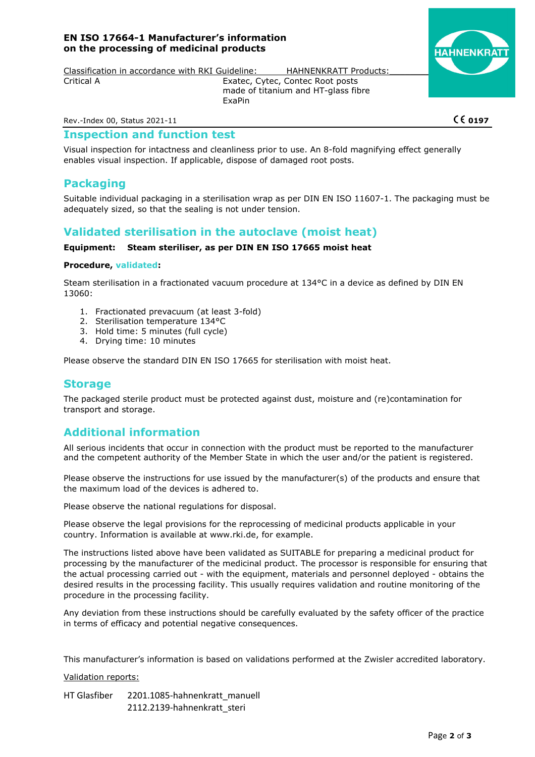**EN ISO 17664-1 Manufacturer's information on the processing of medicinal products**

| Classification in accordance with RKI Guideline: | HAHNENKRATT Products: |
| --- | --- |
| Critical A | Exatec, Cytec, Contec Root posts made of titanium and HT-glass fibre ExaPin |

Rev.-Index 00, Status 2021-11 CE 0197

## Inspection and function test

Visual inspection for intactness and cleanliness prior to use. An 8-fold magnifying effect generally enables visual inspection. If applicable, dispose of damaged root posts.

## Packaging

Suitable individual packaging in a sterilisation wrap as per DIN EN ISO 11607-1. The packaging must be adequately sized, so that the sealing is not under tension.

## Validated sterilisation in the autoclave (moist heat)

**Equipment: Steam steriliser, as per DIN EN ISO 17665 moist heat**

**Procedure, validated:**

Steam sterilisation in a fractionated vacuum procedure at 134°C in a device as defined by DIN EN 13060:

1. Fractionated prevacuum (at least 3-fold)
2. Sterilisation temperature 134°C
3. Hold time: 5 minutes (full cycle)
4. Drying time: 10 minutes

Please observe the standard DIN EN ISO 17665 for sterilisation with moist heat.

## Storage

The packaged sterile product must be protected against dust, moisture and (re)contamination for transport and storage.

## Additional information

All serious incidents that occur in connection with the product must be reported to the manufacturer and the competent authority of the Member State in which the user and/or the patient is registered.

Please observe the instructions for use issued by the manufacturer(s) of the products and ensure that the maximum load of the devices is adhered to.

Please observe the national regulations for disposal.

Please observe the legal provisions for the reprocessing of medicinal products applicable in your country. Information is available at www.rki.de, for example.

The instructions listed above have been validated as SUITABLE for preparing a medicinal product for processing by the manufacturer of the medicinal product. The processor is responsible for ensuring that the actual processing carried out - with the equipment, materials and personnel deployed - obtains the desired results in the processing facility. This usually requires validation and routine monitoring of the procedure in the processing facility.

Any deviation from these instructions should be carefully evaluated by the safety officer of the practice in terms of efficacy and potential negative consequences.

This manufacturer's information is based on validations performed at the Zwisler accredited laboratory.

Validation reports:

HT Glasfiber 2201.1085-hahnenkratt_manuell
2112.2139-hahnenkratt_steri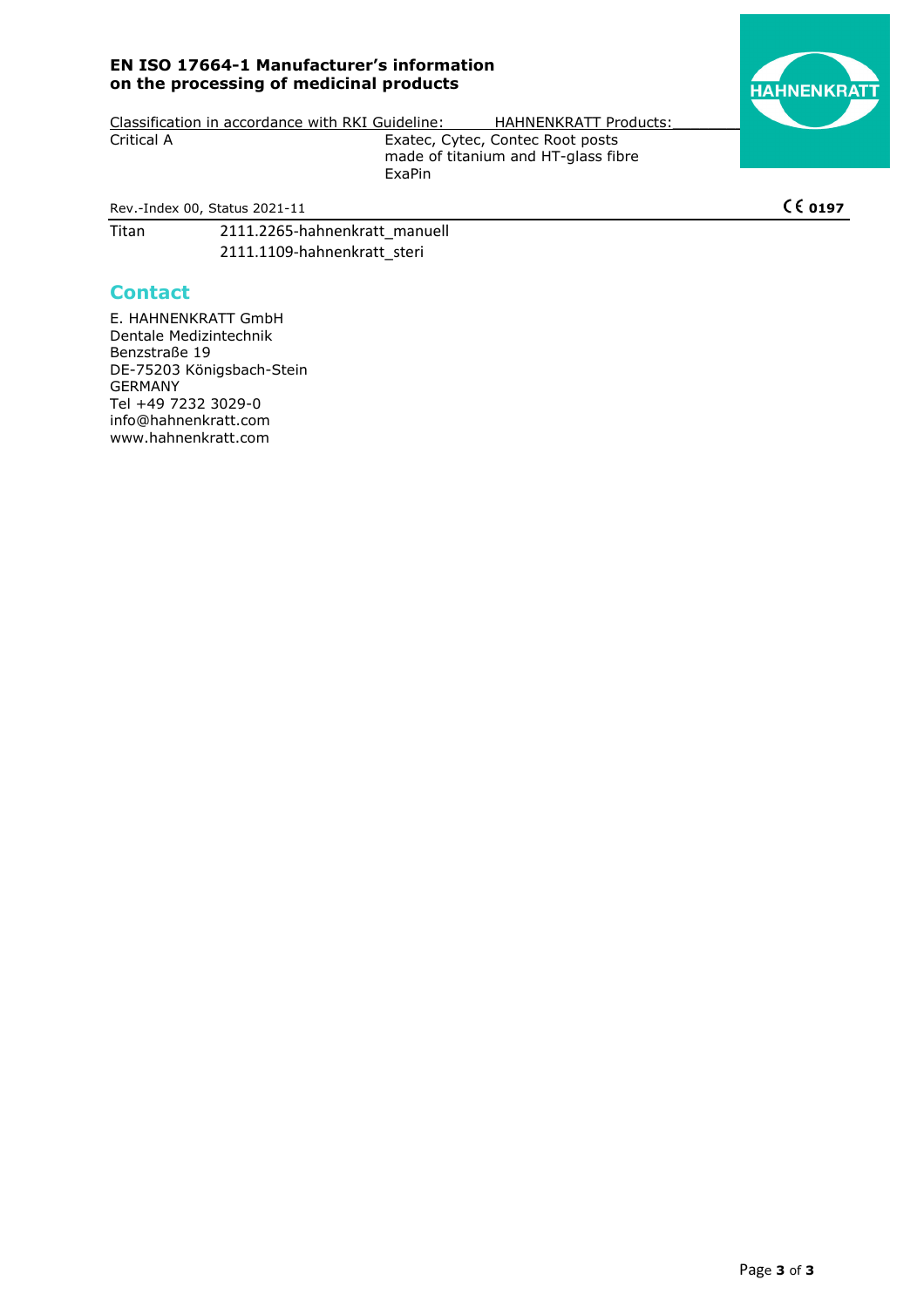Titan 2111.2265-hahnenkratt_manuell
2111.1109-hahnenkratt_steri

## Contact

E. HAHNENKRATT GmbH
Dentale Medizintechnik
Benzstraße 19
DE-75203 Königsbach-Stein
GERMANY
Tel +49 7232 3029-0
info@hahnenkratt.com
www.hahnenkratt.com